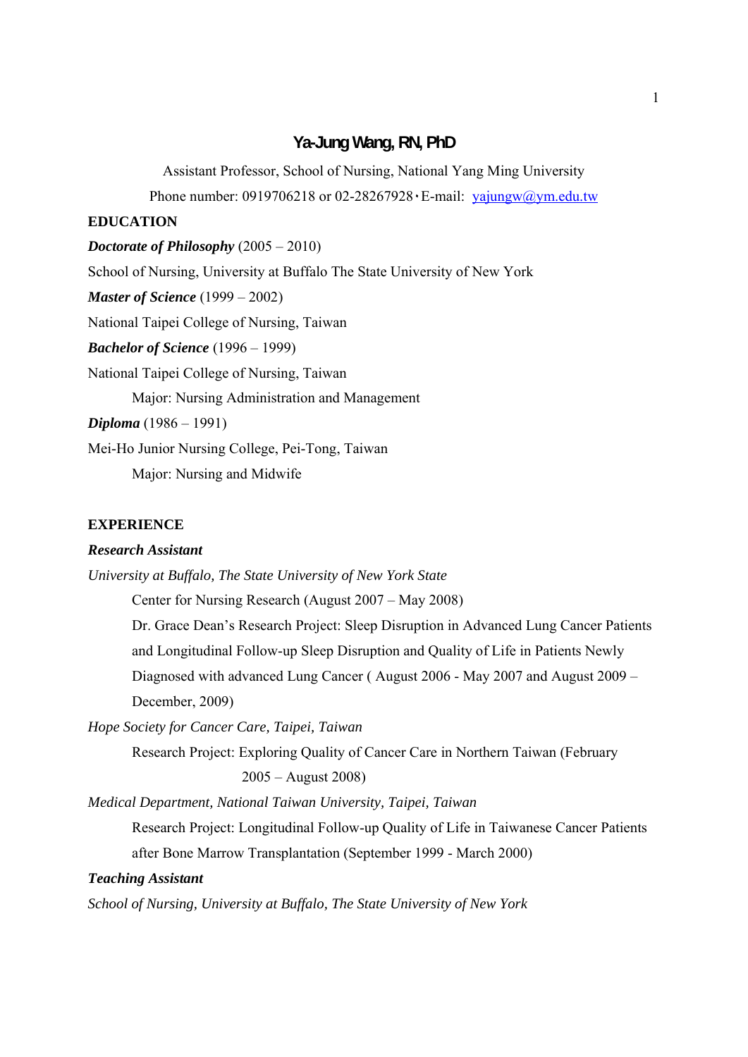# Ya-Jung Wang, RN, PhD

Assistant Professor, School of Nursing, National Yang Ming University

Phone number: 0919706218 or 02-28267928‧E-mail: yajungw@ym.edu.tw

## EDUCATION

***Doctorate of Philosophy*** (2005 – 2010)

School of Nursing, University at Buffalo The State University of New York

***Master of Science*** (1999 – 2002)

National Taipei College of Nursing, Taiwan

***Bachelor of Science*** (1996 – 1999)

National Taipei College of Nursing, Taiwan

Major: Nursing Administration and Management

***Diploma*** (1986 – 1991)

Mei-Ho Junior Nursing College, Pei-Tong, Taiwan

Major: Nursing and Midwife

## EXPERIENCE

***Research Assistant***

*University at Buffalo, The State University of New York State*

Center for Nursing Research (August 2007 – May 2008)

Dr. Grace Dean's Research Project: Sleep Disruption in Advanced Lung Cancer Patients and Longitudinal Follow-up Sleep Disruption and Quality of Life in Patients Newly Diagnosed with advanced Lung Cancer ( August 2006 - May 2007 and August 2009 – December, 2009)

*Hope Society for Cancer Care, Taipei, Taiwan*

Research Project: Exploring Quality of Cancer Care in Northern Taiwan (February 2005 – August 2008)

*Medical Department, National Taiwan University, Taipei, Taiwan*

Research Project: Longitudinal Follow-up Quality of Life in Taiwanese Cancer Patients after Bone Marrow Transplantation (September 1999 - March 2000)

***Teaching Assistant***

*School of Nursing, University at Buffalo, The State University of New York*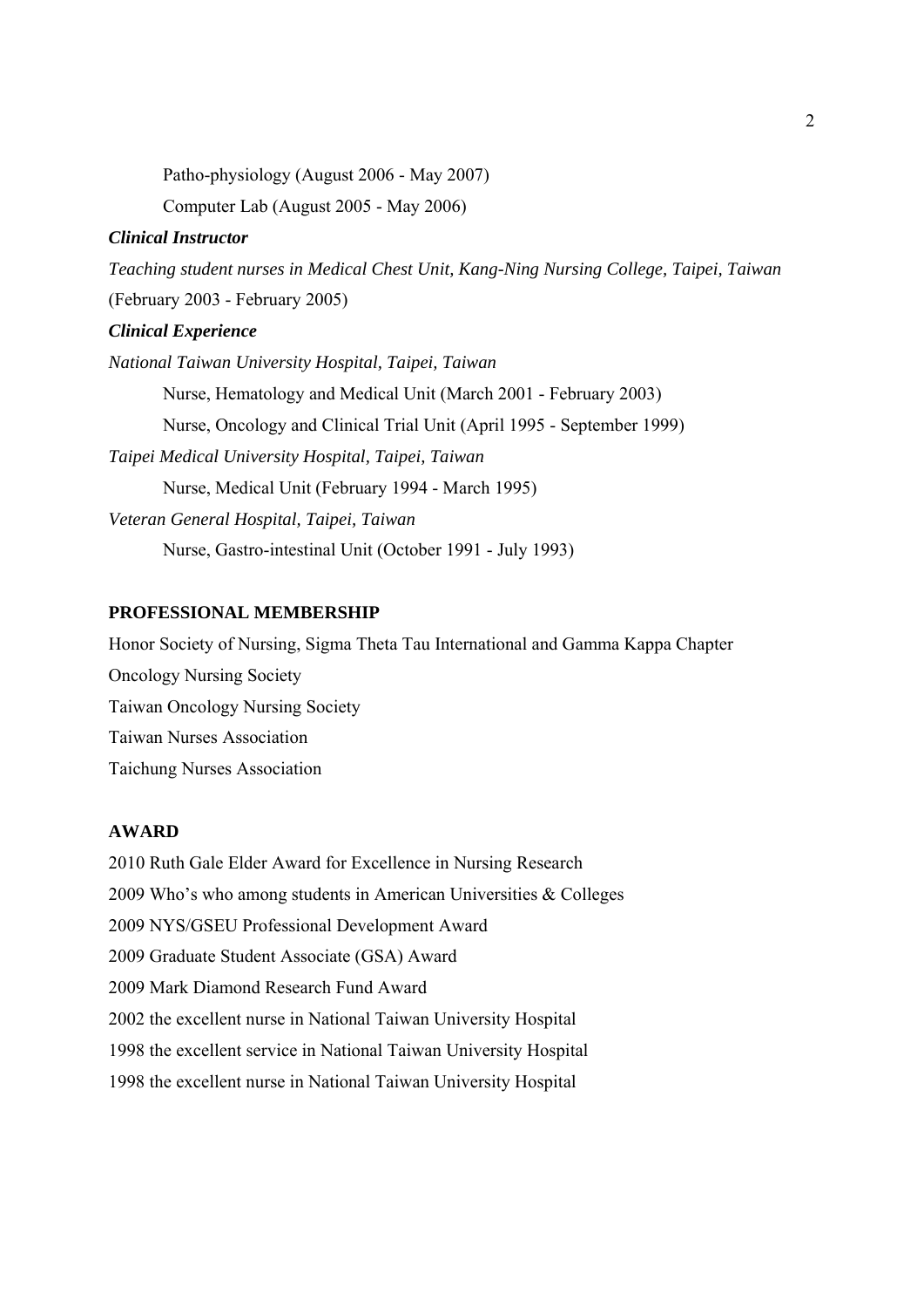Patho-physiology (August 2006 - May 2007)

Computer Lab (August 2005 - May 2006)

***Clinical Instructor***

*Teaching student nurses in Medical Chest Unit, Kang-Ning Nursing College, Taipei, Taiwan*

(February 2003 - February 2005)

***Clinical Experience***

*National Taiwan University Hospital, Taipei, Taiwan*

Nurse, Hematology and Medical Unit (March 2001 - February 2003)

Nurse, Oncology and Clinical Trial Unit (April 1995 - September 1999)

*Taipei Medical University Hospital, Taipei, Taiwan*

Nurse, Medical Unit (February 1994 - March 1995)

*Veteran General Hospital, Taipei, Taiwan*

Nurse, Gastro-intestinal Unit (October 1991 - July 1993)

## PROFESSIONAL MEMBERSHIP

Honor Society of Nursing, Sigma Theta Tau International and Gamma Kappa Chapter

Oncology Nursing Society

Taiwan Oncology Nursing Society

Taiwan Nurses Association

Taichung Nurses Association

## AWARD

2010 Ruth Gale Elder Award for Excellence in Nursing Research

2009 Who's who among students in American Universities & Colleges

2009 NYS/GSEU Professional Development Award

2009 Graduate Student Associate (GSA) Award

2009 Mark Diamond Research Fund Award

2002 the excellent nurse in National Taiwan University Hospital

1998 the excellent service in National Taiwan University Hospital

1998 the excellent nurse in National Taiwan University Hospital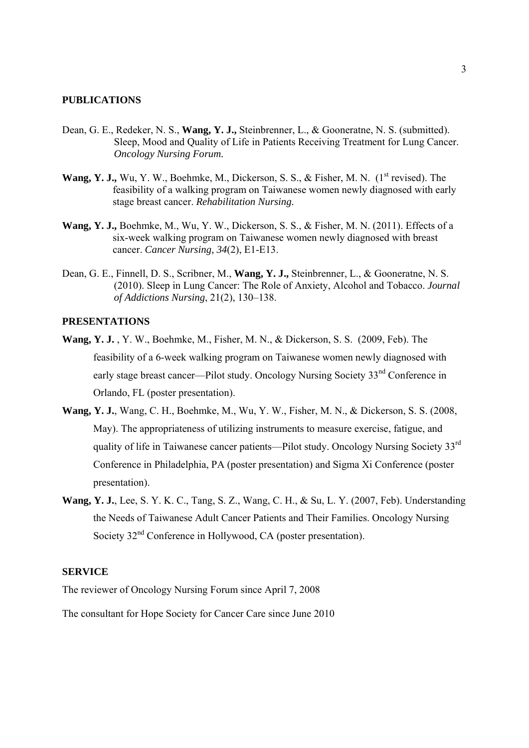## PUBLICATIONS

Dean, G. E., Redeker, N. S., **Wang, Y. J.,** Steinbrenner, L., & Gooneratne, N. S. (submitted). Sleep, Mood and Quality of Life in Patients Receiving Treatment for Lung Cancer. *Oncology Nursing Forum.*

**Wang, Y. J.,** Wu, Y. W., Boehmke, M., Dickerson, S. S., & Fisher, M. N. (1st revised). The feasibility of a walking program on Taiwanese women newly diagnosed with early stage breast cancer. *Rehabilitation Nursing.*

**Wang, Y. J.,** Boehmke, M., Wu, Y. W., Dickerson, S. S., & Fisher, M. N. (2011). Effects of a six-week walking program on Taiwanese women newly diagnosed with breast cancer. *Cancer Nursing, 34*(2), E1-E13.

Dean, G. E., Finnell, D. S., Scribner, M., **Wang, Y. J.,** Steinbrenner, L., & Gooneratne, N. S. (2010). Sleep in Lung Cancer: The Role of Anxiety, Alcohol and Tobacco. *Journal of Addictions Nursing*, 21(2), 130–138.

## PRESENTATIONS

**Wang, Y. J.** , Y. W., Boehmke, M., Fisher, M. N., & Dickerson, S. S. (2009, Feb). The feasibility of a 6-week walking program on Taiwanese women newly diagnosed with early stage breast cancer—Pilot study. Oncology Nursing Society 33nd Conference in Orlando, FL (poster presentation).

**Wang, Y. J.**, Wang, C. H., Boehmke, M., Wu, Y. W., Fisher, M. N., & Dickerson, S. S. (2008, May). The appropriateness of utilizing instruments to measure exercise, fatigue, and quality of life in Taiwanese cancer patients—Pilot study. Oncology Nursing Society 33rd Conference in Philadelphia, PA (poster presentation) and Sigma Xi Conference (poster presentation).

**Wang, Y. J.**, Lee, S. Y. K. C., Tang, S. Z., Wang, C. H., & Su, L. Y. (2007, Feb). Understanding the Needs of Taiwanese Adult Cancer Patients and Their Families. Oncology Nursing Society 32nd Conference in Hollywood, CA (poster presentation).

## SERVICE

The reviewer of Oncology Nursing Forum since April 7, 2008

The consultant for Hope Society for Cancer Care since June 2010